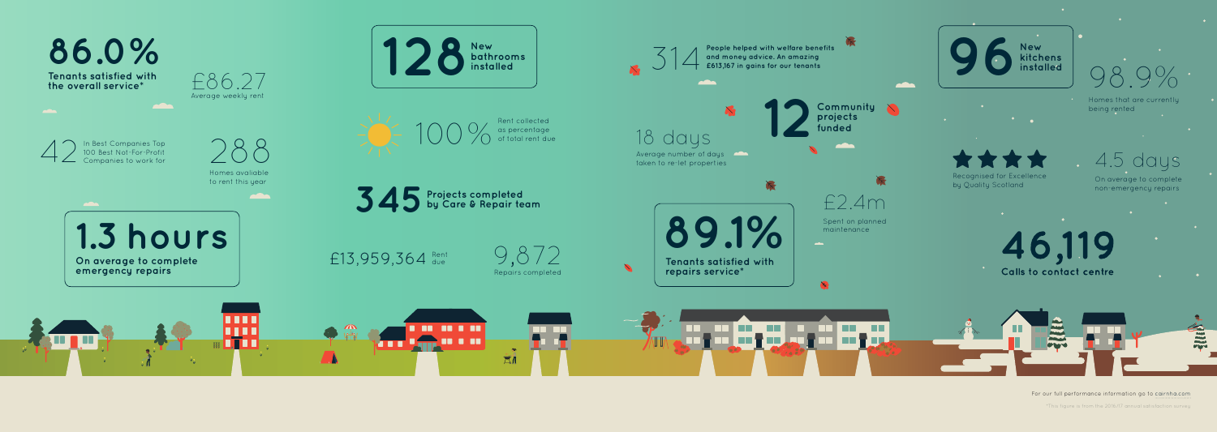**86.0%**
**Tenants satisfied with the overall service***

£86.27
Average weekly rent

42 In Best Companies Top 100 Best Not-For-Profit Companies to work for

288
Homes avaliable to rent this year

**1.3 hours**
**On average to complete emergency repairs**

**128** **New bathrooms installed**

100% Rent collected as percentage of total rent due

**345** **Projects completed by Care & Repair team**

£13,959,364 Rent due

9,872
Repairs completed

314 **People helped with welfare benefits and money advice. An amazing £613,167 in gains for our tenants**

**12** **Community projects funded**

18 days
Average number of days taken to re-let properties

£2.4m
Spent on planned maintenance

**89.1%**
**Tenants satisfied with repairs service***

**96** **New kitchens installed**

98.9%
Homes that are currently being rented

★★★★
Recognised for Excellence by Quality Scotland

4.5 days
On average to complete non-emergency repairs

**46,119**
**Calls to contact centre**

For our full performance information go to cairnha.com

*This figure is from the 2016/17 annual satisfaction survey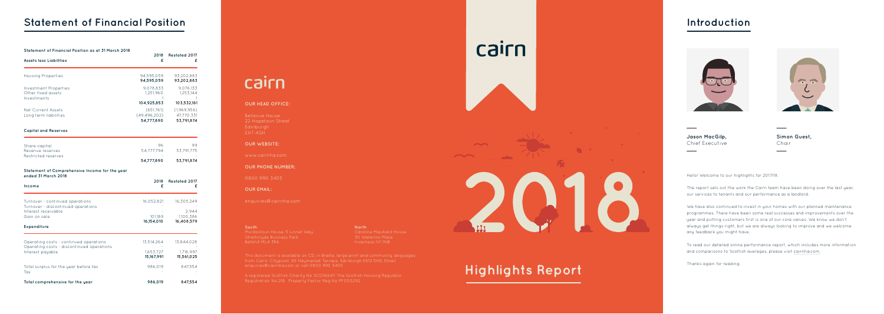# Statement of Financial Position

**Statement of Financial Position as at 31 March 2018**

| Assets less Liabilities | 2018 £ | Restated 2017 £ |
|---|---|---|
| Housing Properties | 94,595,059 | 93,202,883 |
| | **94,595,059** | **93,202,883** |
| Investment Properties | 9,078,833 | 9,076,133 |
| Other fixed assets | 1,251,960 | 1,253,144 |
| Investments | 1 | 1 |
| | **104,925,853** | **103,532,161** |
| Net Current Assets | (651,761) | (1,969,956) |
| Long term liabilities | (49,496,202) | 47,770,331 |
| | **54,777,890** | **53,791,874** |

**Capital and Reserves**

| | | |
|---|---|---|
| Share capital | 96 | 99 |
| Revenue reserves | 54,777,794 | 53,791,775 |
| Restricted reserves | - | - |
| | **54,777,890** | **53,791,874** |

**Statement of Comprehensive Income for the year ended 31 March 2018**

| Income | 2018 £ | Restated 2017 £ |
|---|---|---|
| Turnover - continued operations | 16,052,821 | 16,305,249 |
| Turnover - discontinued operations | - | - |
| Interest receivable | - | 2,944 |
| Gain on sale | 101,189 | 1,100,386 |
| | **16,154,010** | **16,408,579** |
| **Expenditure** | | |
| Operating costs - continued operations | 13,514,264 | 13,844,028 |
| Operating costs - discontinued operations | - | - |
| Interest payable | 1,653,727 | 1,716,997 |
| | **15,167,991** | **15,561,025** |
| Total surplus for the year before tax | 986,019 | 847,554 |
| Tax | - | - |
| **Total comprehensive for the year** | **986,019** | **847,554** |

cairn

**OUR HEAD OFFICE:**

Bellevue House
22 Hopetoun Street
Edinburgh
EH7 4GH

**OUR WEBSITE:**

www.cairnha.com

**OUR PHONE NUMBER:**

0800 990 3405

**OUR EMAIL:**

enquiries@cairnha.com

**South**
Murdostoun House, 5 Linnet Way
Strathclyde Business Park
Bellshill ML4 3RA

**North**
Caroline MacAskill House
30 Waterloo Place
Inverness IV1 1NB

This document is available on CD, in Braille, large print and community languages from Cairn, Citypoint, 65 Haymarket Terrace, Edinburgh EH12 5HD. Email enquiries@cairnha.com or call 0800 990 3405

A registered Scottish Charity No SC016647. The Scottish Housing Regulator Registration No 218. Property Factor Reg No PF000292

cairn

2018

# Highlights Report

# Introduction

**Jason MacGilp,**
Chief Executive

**Simon Guest,**
Chair

Hello! Welcome to our highlights for 2017/18.

The report sets out the work the Cairn team have been doing over the last year, our services to tenants and our performance as a landlord.

We have also continued to invest in your homes with our planned maintenance programmes. There have been some real successes and improvements over the year and putting customers first is one of our core values. We know we don't always get things right, but we are always looking to improve and we welcome any feedback you might have.

To read our detailed online performance report, which includes more information and comparisons to Scottish averages, please visit cairnha.com.

Thanks again for reading.